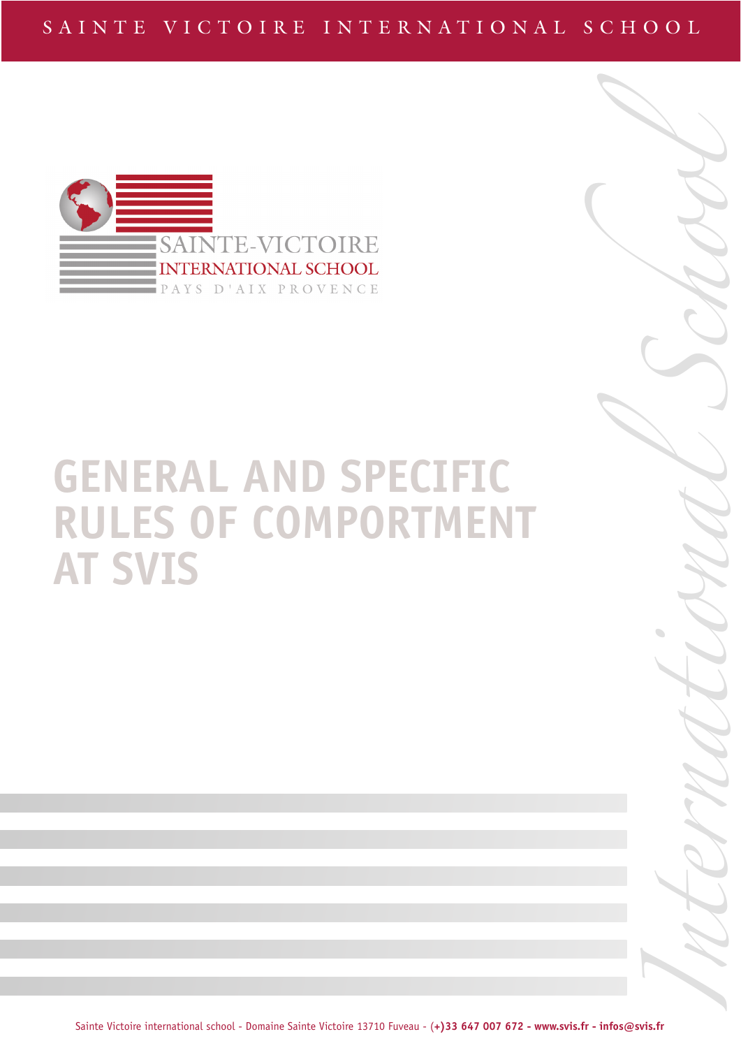SAINTE-VICTOIRE
INTERNATIONAL SCHOOL
PAYS D'AIX PROVENCE

# GENERAL AND SPECIFIC RULES OF COMPORTMENT AT SVIS

Sainte Victoire international school - Domaine Sainte Victoire 13710 Fuveau - (+)33 647 007 672 - www.svis.fr - infos@svis.fr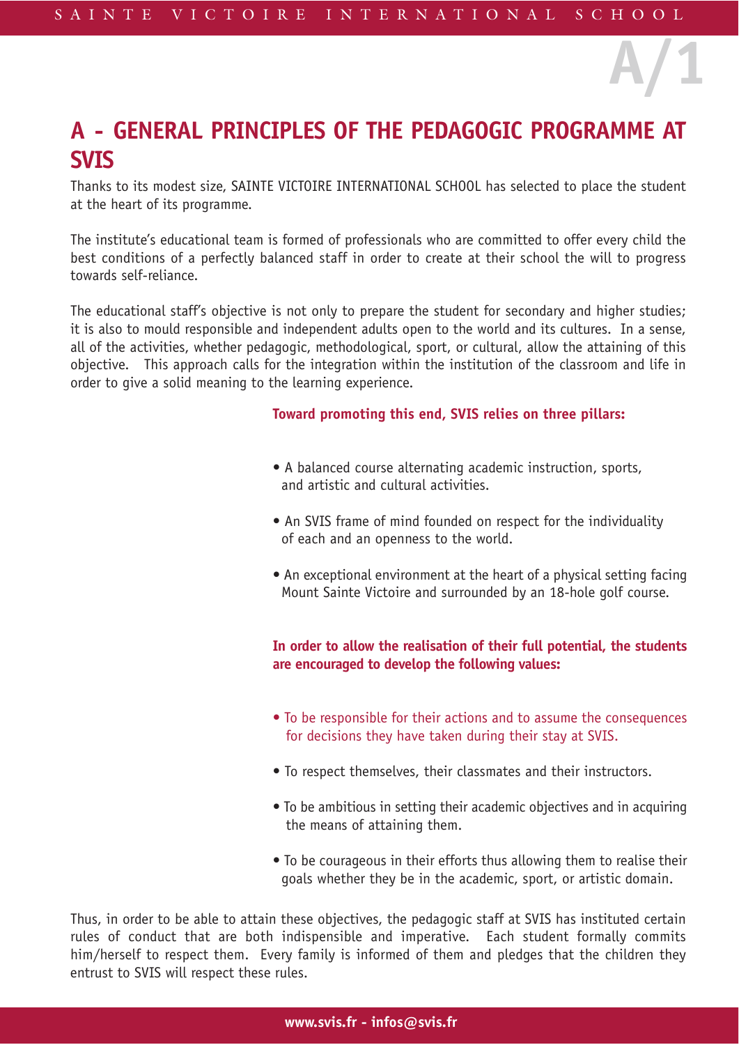# A - GENERAL PRINCIPLES OF THE PEDAGOGIC PROGRAMME AT SVIS

Thanks to its modest size, SAINTE VICTOIRE INTERNATIONAL SCHOOL has selected to place the student at the heart of its programme.

The institute's educational team is formed of professionals who are committed to offer every child the best conditions of a perfectly balanced staff in order to create at their school the will to progress towards self-reliance.

The educational staff's objective is not only to prepare the student for secondary and higher studies; it is also to mould responsible and independent adults open to the world and its cultures. In a sense, all of the activities, whether pedagogic, methodological, sport, or cultural, allow the attaining of this objective. This approach calls for the integration within the institution of the classroom and life in order to give a solid meaning to the learning experience.

**Toward promoting this end, SVIS relies on three pillars:**

- A balanced course alternating academic instruction, sports, and artistic and cultural activities.
- An SVIS frame of mind founded on respect for the individuality of each and an openness to the world.
- An exceptional environment at the heart of a physical setting facing Mount Sainte Victoire and surrounded by an 18-hole golf course.

**In order to allow the realisation of their full potential, the students are encouraged to develop the following values:**

- To be responsible for their actions and to assume the consequences for decisions they have taken during their stay at SVIS.
- To respect themselves, their classmates and their instructors.
- To be ambitious in setting their academic objectives and in acquiring the means of attaining them.
- To be courageous in their efforts thus allowing them to realise their goals whether they be in the academic, sport, or artistic domain.

Thus, in order to be able to attain these objectives, the pedagogic staff at SVIS has instituted certain rules of conduct that are both indispensible and imperative. Each student formally commits him/herself to respect them. Every family is informed of them and pledges that the children they entrust to SVIS will respect these rules.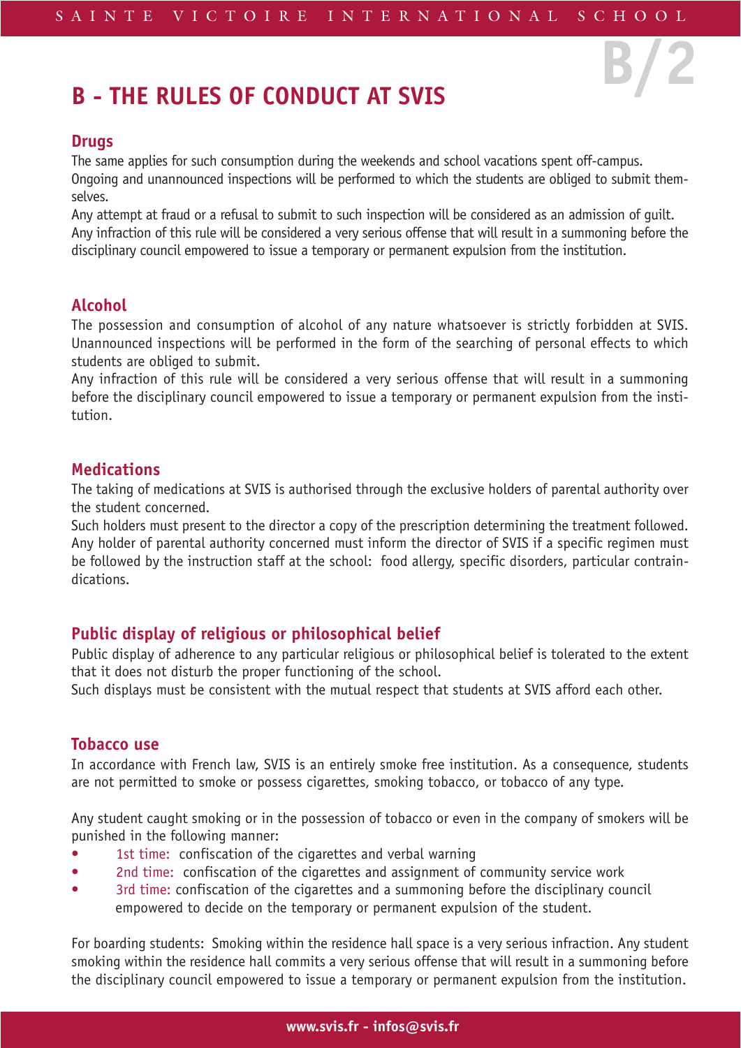# B - THE RULES OF CONDUCT AT SVIS

### Drugs

The same applies for such consumption during the weekends and school vacations spent off-campus.
Ongoing and unannounced inspections will be performed to which the students are obliged to submit themselves.
Any attempt at fraud or a refusal to submit to such inspection will be considered as an admission of guilt.
Any infraction of this rule will be considered a very serious offense that will result in a summoning before the disciplinary council empowered to issue a temporary or permanent expulsion from the institution.

### Alcohol

The possession and consumption of alcohol of any nature whatsoever is strictly forbidden at SVIS. Unannounced inspections will be performed in the form of the searching of personal effects to which students are obliged to submit.
Any infraction of this rule will be considered a very serious offense that will result in a summoning before the disciplinary council empowered to issue a temporary or permanent expulsion from the institution.

### Medications

The taking of medications at SVIS is authorised through the exclusive holders of parental authority over the student concerned.
Such holders must present to the director a copy of the prescription determining the treatment followed.
Any holder of parental authority concerned must inform the director of SVIS if a specific regimen must be followed by the instruction staff at the school: food allergy, specific disorders, particular contraindications.

### Public display of religious or philosophical belief

Public display of adherence to any particular religious or philosophical belief is tolerated to the extent that it does not disturb the proper functioning of the school.
Such displays must be consistent with the mutual respect that students at SVIS afford each other.

### Tobacco use

In accordance with French law, SVIS is an entirely smoke free institution. As a consequence, students are not permitted to smoke or possess cigarettes, smoking tobacco, or tobacco of any type.

Any student caught smoking or in the possession of tobacco or even in the company of smokers will be punished in the following manner:

- 1st time: confiscation of the cigarettes and verbal warning
- 2nd time: confiscation of the cigarettes and assignment of community service work
- 3rd time: confiscation of the cigarettes and a summoning before the disciplinary council empowered to decide on the temporary or permanent expulsion of the student.

For boarding students: Smoking within the residence hall space is a very serious infraction. Any student smoking within the residence hall commits a very serious offense that will result in a summoning before the disciplinary council empowered to issue a temporary or permanent expulsion from the institution.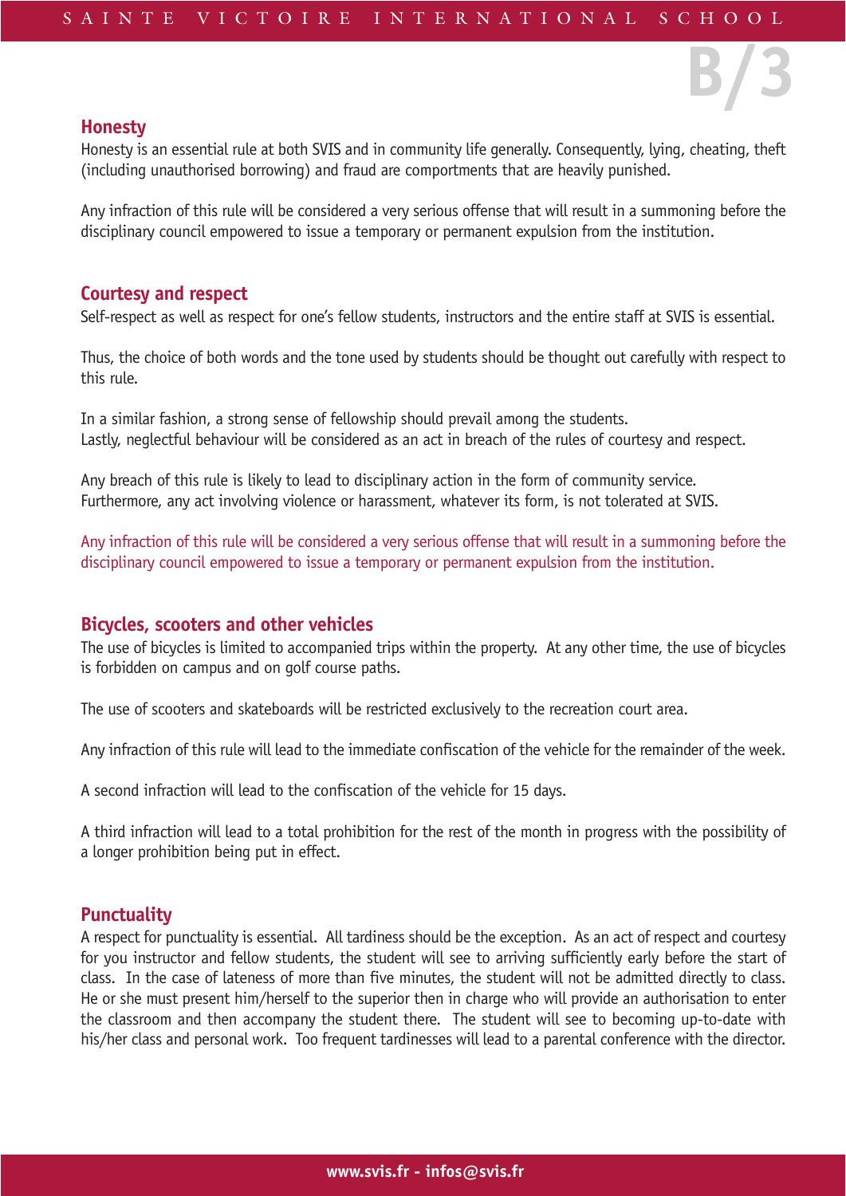B/3

## Honesty

Honesty is an essential rule at both SVIS and in community life generally. Consequently, lying, cheating, theft (including unauthorised borrowing) and fraud are comportments that are heavily punished.

Any infraction of this rule will be considered a very serious offense that will result in a summoning before the disciplinary council empowered to issue a temporary or permanent expulsion from the institution.

## Courtesy and respect

Self-respect as well as respect for one's fellow students, instructors and the entire staff at SVIS is essential.

Thus, the choice of both words and the tone used by students should be thought out carefully with respect to this rule.

In a similar fashion, a strong sense of fellowship should prevail among the students.
Lastly, neglectful behaviour will be considered as an act in breach of the rules of courtesy and respect.

Any breach of this rule is likely to lead to disciplinary action in the form of community service.
Furthermore, any act involving violence or harassment, whatever its form, is not tolerated at SVIS.

Any infraction of this rule will be considered a very serious offense that will result in a summoning before the disciplinary council empowered to issue a temporary or permanent expulsion from the institution.

## Bicycles, scooters and other vehicles

The use of bicycles is limited to accompanied trips within the property. At any other time, the use of bicycles is forbidden on campus and on golf course paths.

The use of scooters and skateboards will be restricted exclusively to the recreation court area.

Any infraction of this rule will lead to the immediate confiscation of the vehicle for the remainder of the week.

A second infraction will lead to the confiscation of the vehicle for 15 days.

A third infraction will lead to a total prohibition for the rest of the month in progress with the possibility of a longer prohibition being put in effect.

## Punctuality

A respect for punctuality is essential. All tardiness should be the exception. As an act of respect and courtesy for you instructor and fellow students, the student will see to arriving sufficiently early before the start of class. In the case of lateness of more than five minutes, the student will not be admitted directly to class. He or she must present him/herself to the superior then in charge who will provide an authorisation to enter the classroom and then accompany the student there. The student will see to becoming up-to-date with his/her class and personal work. Too frequent tardinesses will lead to a parental conference with the director.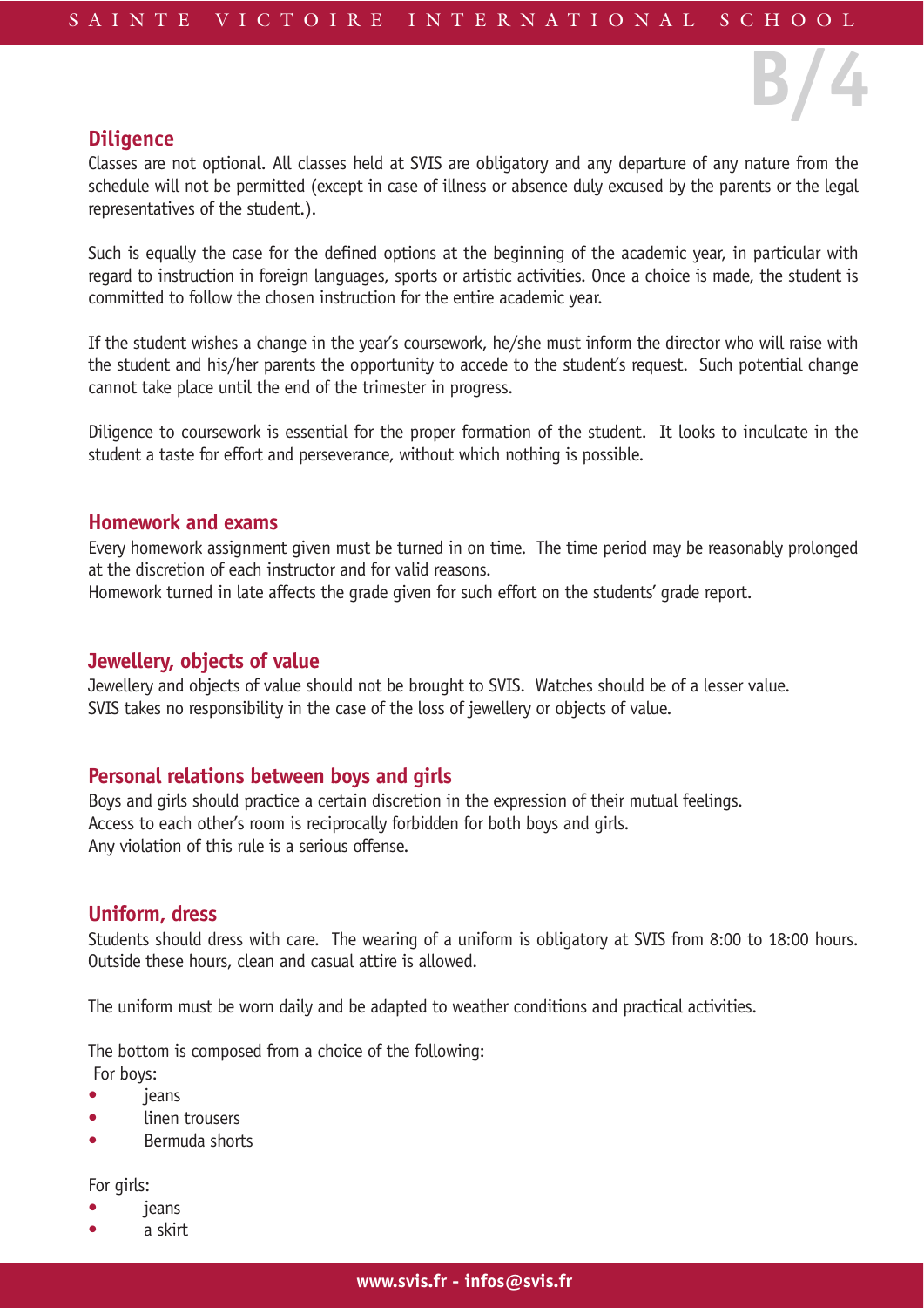## Diligence

Classes are not optional. All classes held at SVIS are obligatory and any departure of any nature from the schedule will not be permitted (except in case of illness or absence duly excused by the parents or the legal representatives of the student.).

Such is equally the case for the defined options at the beginning of the academic year, in particular with regard to instruction in foreign languages, sports or artistic activities. Once a choice is made, the student is committed to follow the chosen instruction for the entire academic year.

If the student wishes a change in the year's coursework, he/she must inform the director who will raise with the student and his/her parents the opportunity to accede to the student's request. Such potential change cannot take place until the end of the trimester in progress.

Diligence to coursework is essential for the proper formation of the student. It looks to inculcate in the student a taste for effort and perseverance, without which nothing is possible.

## Homework and exams

Every homework assignment given must be turned in on time. The time period may be reasonably prolonged at the discretion of each instructor and for valid reasons.
Homework turned in late affects the grade given for such effort on the students' grade report.

## Jewellery, objects of value

Jewellery and objects of value should not be brought to SVIS. Watches should be of a lesser value.
SVIS takes no responsibility in the case of the loss of jewellery or objects of value.

## Personal relations between boys and girls

Boys and girls should practice a certain discretion in the expression of their mutual feelings.
Access to each other's room is reciprocally forbidden for both boys and girls.
Any violation of this rule is a serious offense.

## Uniform, dress

Students should dress with care. The wearing of a uniform is obligatory at SVIS from 8:00 to 18:00 hours. Outside these hours, clean and casual attire is allowed.

The uniform must be worn daily and be adapted to weather conditions and practical activities.

The bottom is composed from a choice of the following:
For boys:

- jeans
- linen trousers
- Bermuda shorts

For girls:

- jeans
- a skirt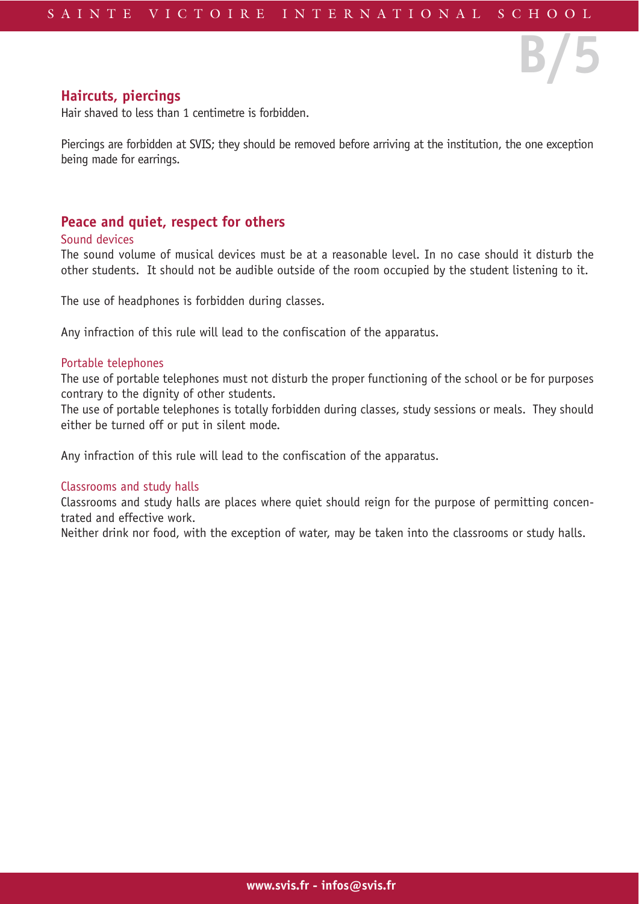B/5

## Haircuts, piercings

Hair shaved to less than 1 centimetre is forbidden.

Piercings are forbidden at SVIS; they should be removed before arriving at the institution, the one exception being made for earrings.

## Peace and quiet, respect for others

### Sound devices

The sound volume of musical devices must be at a reasonable level. In no case should it disturb the other students. It should not be audible outside of the room occupied by the student listening to it.

The use of headphones is forbidden during classes.

Any infraction of this rule will lead to the confiscation of the apparatus.

### Portable telephones

The use of portable telephones must not disturb the proper functioning of the school or be for purposes contrary to the dignity of other students.

The use of portable telephones is totally forbidden during classes, study sessions or meals. They should either be turned off or put in silent mode.

Any infraction of this rule will lead to the confiscation of the apparatus.

### Classrooms and study halls

Classrooms and study halls are places where quiet should reign for the purpose of permitting concentrated and effective work.

Neither drink nor food, with the exception of water, may be taken into the classrooms or study halls.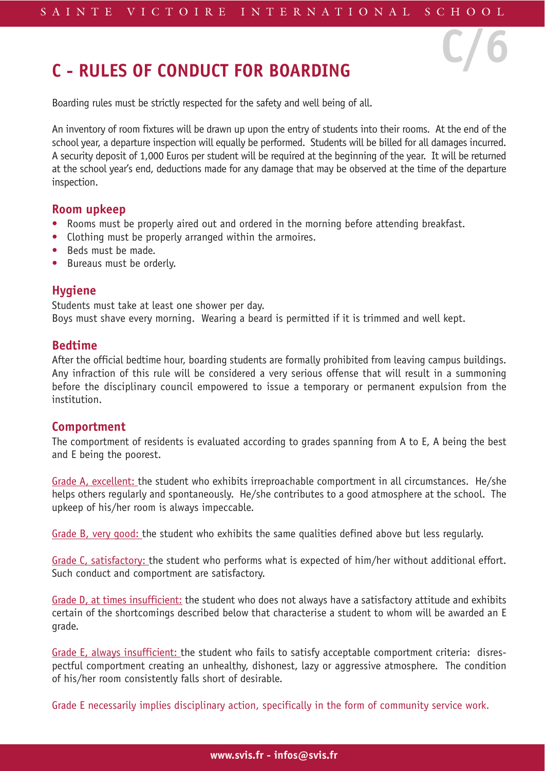# C - RULES OF CONDUCT FOR BOARDING

C/6

Boarding rules must be strictly respected for the safety and well being of all.

An inventory of room fixtures will be drawn up upon the entry of students into their rooms. At the end of the school year, a departure inspection will equally be performed. Students will be billed for all damages incurred. A security deposit of 1,000 Euros per student will be required at the beginning of the year. It will be returned at the school year's end, deductions made for any damage that may be observed at the time of the departure inspection.

## Room upkeep

- Rooms must be properly aired out and ordered in the morning before attending breakfast.
- Clothing must be properly arranged within the armoires.
- Beds must be made.
- Bureaus must be orderly.

## Hygiene

Students must take at least one shower per day.
Boys must shave every morning. Wearing a beard is permitted if it is trimmed and well kept.

## Bedtime

After the official bedtime hour, boarding students are formally prohibited from leaving campus buildings. Any infraction of this rule will be considered a very serious offense that will result in a summoning before the disciplinary council empowered to issue a temporary or permanent expulsion from the institution.

## Comportment

The comportment of residents is evaluated according to grades spanning from A to E, A being the best and E being the poorest.

Grade A, excellent: the student who exhibits irreproachable comportment in all circumstances. He/she helps others regularly and spontaneously. He/she contributes to a good atmosphere at the school. The upkeep of his/her room is always impeccable.

Grade B, very good: the student who exhibits the same qualities defined above but less regularly.

Grade C, satisfactory: the student who performs what is expected of him/her without additional effort. Such conduct and comportment are satisfactory.

Grade D, at times insufficient: the student who does not always have a satisfactory attitude and exhibits certain of the shortcomings described below that characterise a student to whom will be awarded an E grade.

Grade E, always insufficient: the student who fails to satisfy acceptable comportment criteria: disrespectful comportment creating an unhealthy, dishonest, lazy or aggressive atmosphere. The condition of his/her room consistently falls short of desirable.

Grade E necessarily implies disciplinary action, specifically in the form of community service work.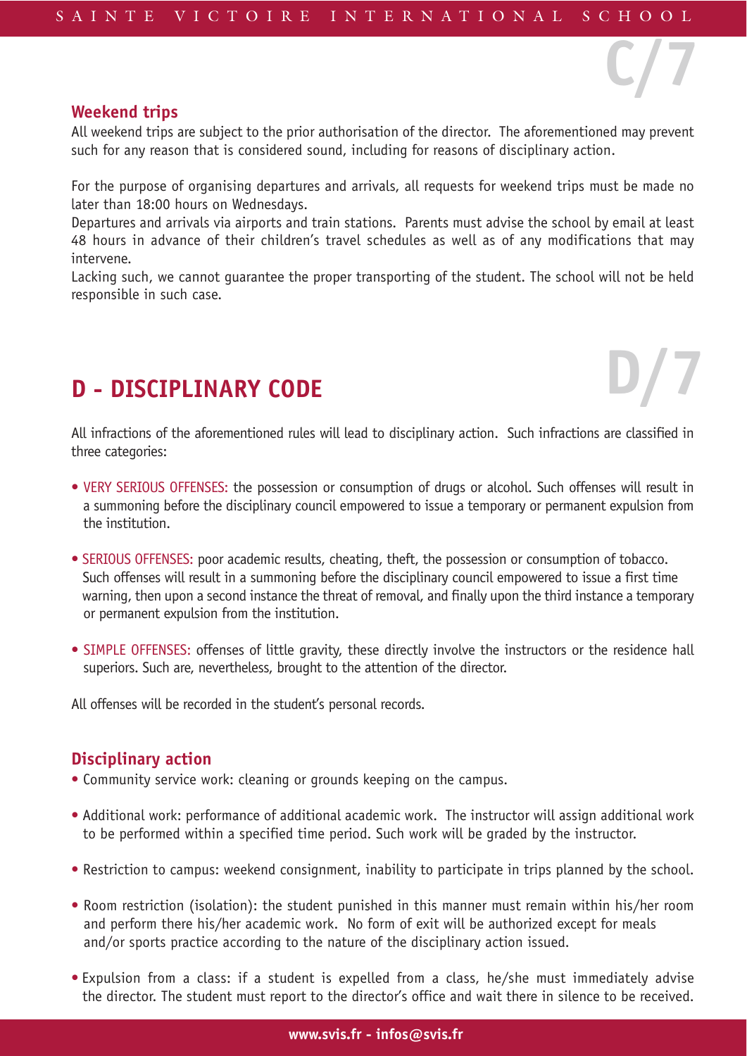### Weekend trips

All weekend trips are subject to the prior authorisation of the director. The aforementioned may prevent such for any reason that is considered sound, including for reasons of disciplinary action.

For the purpose of organising departures and arrivals, all requests for weekend trips must be made no later than 18:00 hours on Wednesdays.
Departures and arrivals via airports and train stations. Parents must advise the school by email at least 48 hours in advance of their children's travel schedules as well as of any modifications that may intervene.
Lacking such, we cannot guarantee the proper transporting of the student. The school will not be held responsible in such case.

## D - DISCIPLINARY CODE

All infractions of the aforementioned rules will lead to disciplinary action. Such infractions are classified in three categories:

- VERY SERIOUS OFFENSES: the possession or consumption of drugs or alcohol. Such offenses will result in a summoning before the disciplinary council empowered to issue a temporary or permanent expulsion from the institution.

- SERIOUS OFFENSES: poor academic results, cheating, theft, the possession or consumption of tobacco. Such offenses will result in a summoning before the disciplinary council empowered to issue a first time warning, then upon a second instance the threat of removal, and finally upon the third instance a temporary or permanent expulsion from the institution.

- SIMPLE OFFENSES: offenses of little gravity, these directly involve the instructors or the residence hall superiors. Such are, nevertheless, brought to the attention of the director.

All offenses will be recorded in the student's personal records.

### Disciplinary action

- Community service work: cleaning or grounds keeping on the campus.

- Additional work: performance of additional academic work. The instructor will assign additional work to be performed within a specified time period. Such work will be graded by the instructor.

- Restriction to campus: weekend consignment, inability to participate in trips planned by the school.

- Room restriction (isolation): the student punished in this manner must remain within his/her room and perform there his/her academic work. No form of exit will be authorized except for meals and/or sports practice according to the nature of the disciplinary action issued.

- Expulsion from a class: if a student is expelled from a class, he/she must immediately advise the director. The student must report to the director's office and wait there in silence to be received.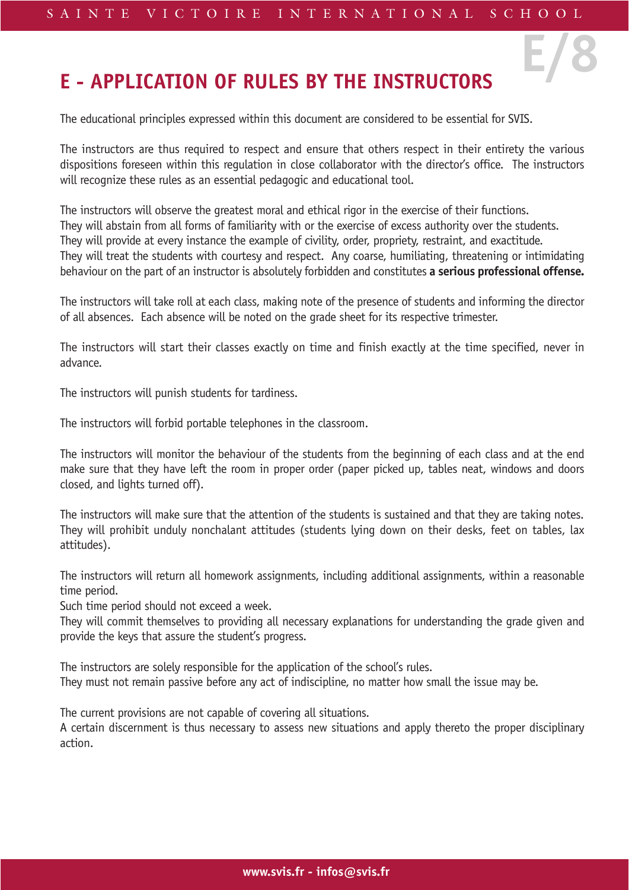# E - APPLICATION OF RULES BY THE INSTRUCTORS

The educational principles expressed within this document are considered to be essential for SVIS.

The instructors are thus required to respect and ensure that others respect in their entirety the various dispositions foreseen within this regulation in close collaborator with the director's office. The instructors will recognize these rules as an essential pedagogic and educational tool.

The instructors will observe the greatest moral and ethical rigor in the exercise of their functions.
They will abstain from all forms of familiarity with or the exercise of excess authority over the students.
They will provide at every instance the example of civility, order, propriety, restraint, and exactitude.
They will treat the students with courtesy and respect. Any coarse, humiliating, threatening or intimidating behaviour on the part of an instructor is absolutely forbidden and constitutes **a serious professional offense.**

The instructors will take roll at each class, making note of the presence of students and informing the director of all absences. Each absence will be noted on the grade sheet for its respective trimester.

The instructors will start their classes exactly on time and finish exactly at the time specified, never in advance.

The instructors will punish students for tardiness.

The instructors will forbid portable telephones in the classroom.

The instructors will monitor the behaviour of the students from the beginning of each class and at the end make sure that they have left the room in proper order (paper picked up, tables neat, windows and doors closed, and lights turned off).

The instructors will make sure that the attention of the students is sustained and that they are taking notes. They will prohibit unduly nonchalant attitudes (students lying down on their desks, feet on tables, lax attitudes).

The instructors will return all homework assignments, including additional assignments, within a reasonable time period.
Such time period should not exceed a week.
They will commit themselves to providing all necessary explanations for understanding the grade given and provide the keys that assure the student's progress.

The instructors are solely responsible for the application of the school's rules.
They must not remain passive before any act of indiscipline, no matter how small the issue may be.

The current provisions are not capable of covering all situations.
A certain discernment is thus necessary to assess new situations and apply thereto the proper disciplinary action.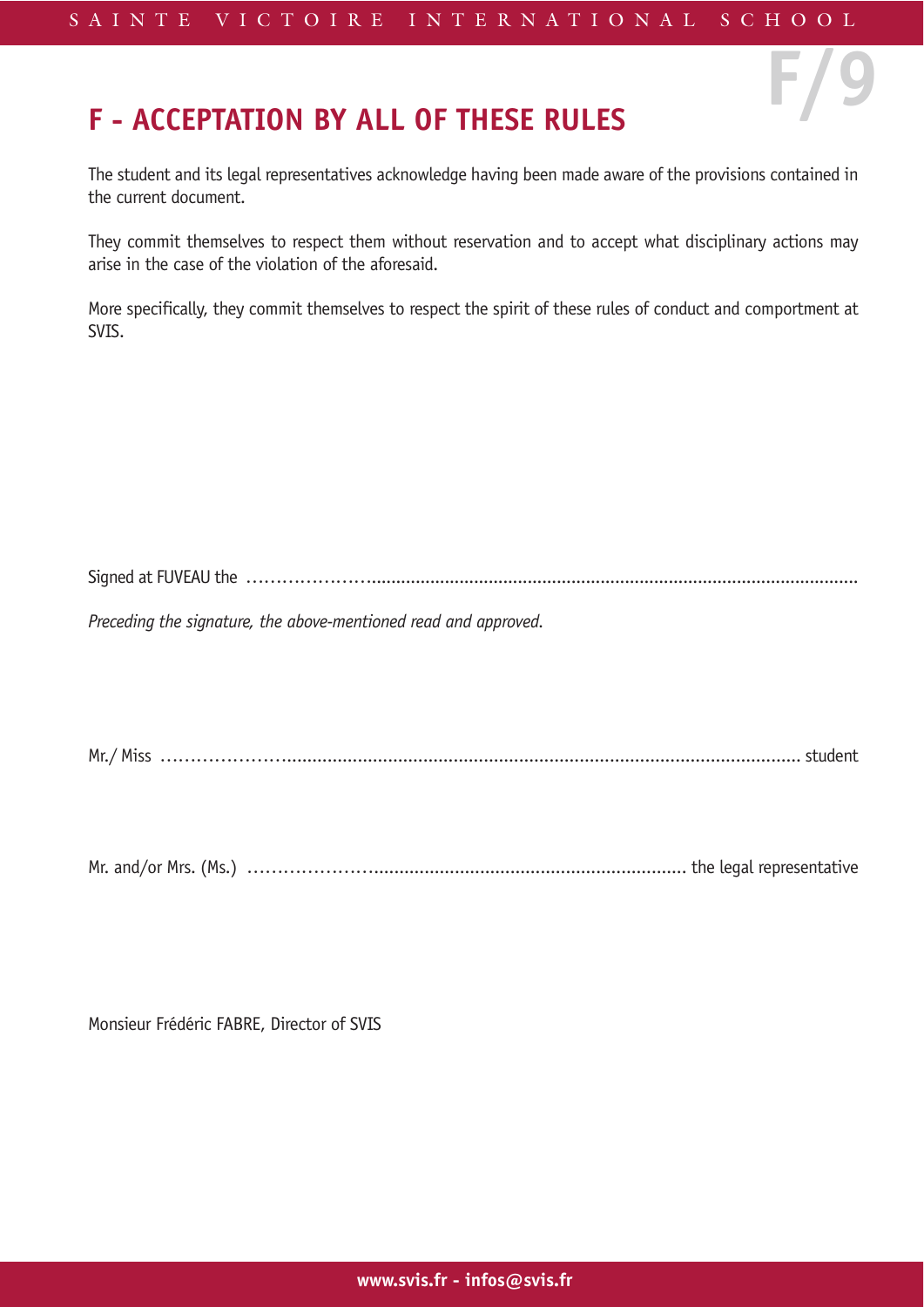## F - ACCEPTATION BY ALL OF THESE RULES

F/9

The student and its legal representatives acknowledge having been made aware of the provisions contained in the current document.

They commit themselves to respect them without reservation and to accept what disciplinary actions may arise in the case of the violation of the aforesaid.

More specifically, they commit themselves to respect the spirit of these rules of conduct and comportment at SVIS.

Signed at FUVEAU the ……………………………………………………………………………………………………

*Preceding the signature, the above-mentioned read and approved.*

Mr./ Miss ……………………………………………………………………………………………………… student

Mr. and/or Mrs. (Ms.) ………………………………………………………………………… the legal representative

Monsieur Frédéric FABRE, Director of SVIS

www.svis.fr - infos@svis.fr